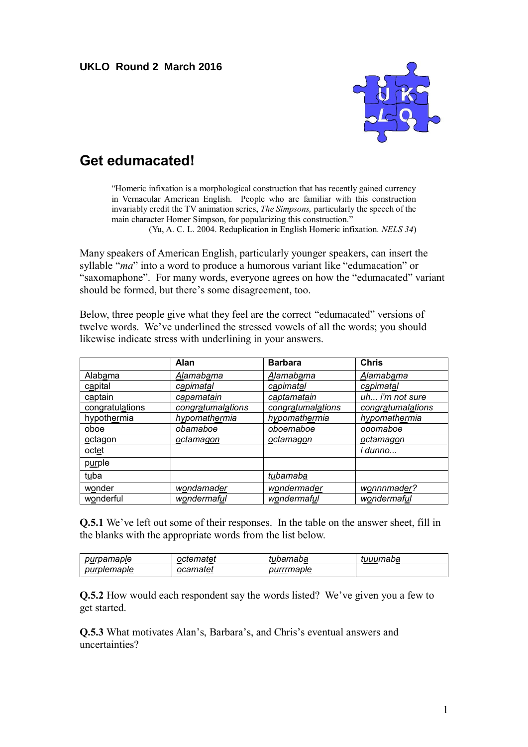**UKLO Round 2 March 2016**

# Get edumacated!

> "Homeric infixation is a morphological construction that has recently gained currency in Vernacular American English. People who are familiar with this construction invariably credit the TV animation series, *The Simpsons,* particularly the speech of the main character Homer Simpson, for popularizing this construction."
>
> (Yu, A. C. L. 2004. Reduplication in English Homeric infixation. *NELS 34*)

Many speakers of American English, particularly younger speakers, can insert the syllable "*ma*" into a word to produce a humorous variant like "edumacation" or "saxomaphone". For many words, everyone agrees on how the "edumacated" variant should be formed, but there's some disagreement, too.

Below, three people give what they feel are the correct "edumacated" versions of twelve words. We've underlined the stressed vowels of all the words; you should likewise indicate stress with underlining in your answers.

| | Alan | Barbara | Chris |
|---|---|---|---|
| Alab<u>a</u>ma | *<u>A</u>lamab<u>a</u>ma* | *<u>A</u>lamab<u>a</u>ma* | *<u>A</u>lamab<u>a</u>ma* |
| c<u>a</u>pital | *c<u>a</u>pimat<u>a</u>l* | *c<u>a</u>pimat<u>a</u>l* | *c<u>a</u>pimat<u>a</u>l* |
| c<u>a</u>ptain | *c<u>a</u>pamat<u>ai</u>n* | *c<u>a</u>ptamat<u>ai</u>n* | *uh... i'm not sure* |
| congratul<u>a</u>tions | *congr<u>a</u>tumal<u>a</u>tions* | *congr<u>a</u>tumal<u>a</u>tions* | *congr<u>a</u>tumal<u>a</u>tions* |
| hypoth<u>e</u>rmia | *h<u>y</u>pomath<u>e</u>rmia* | *h<u>y</u>pomath<u>e</u>rmia* | *h<u>y</u>pomath<u>e</u>rmia* |
| <u>o</u>boe | *<u>o</u>bamab<u>o</u>e* | *<u>o</u>boemab<u>o</u>e* | *<u>ooo</u>mab<u>o</u>e* |
| <u>o</u>ctagon | *<u>o</u>ctamag<u>o</u>n* | *<u>o</u>ctamag<u>o</u>n* | *<u>o</u>ctamag<u>o</u>n* |
| oct<u>e</u>t | | | *i dunno...* |
| p<u>u</u>rple | | | |
| t<u>u</u>ba | | *t<u>u</u>bamab<u>a</u>* | |
| w<u>o</u>nder | *w<u>o</u>ndamad<u>e</u>r* | *w<u>o</u>ndermad<u>e</u>r* | *w<u>onnnn</u>mad<u>e</u>r?* |
| w<u>o</u>nderful | *w<u>o</u>ndermaf<u>u</u>l* | *w<u>o</u>ndermaf<u>u</u>l* | *w<u>o</u>ndermaf<u>u</u>l* |

**Q.5.1** We've left out some of their responses. In the table on the answer sheet, fill in the blanks with the appropriate words from the list below.

| | | | |
|---|---|---|---|
| *p<u>u</u>rpamap<u>le</u>* | *<u>o</u>ctemat<u>e</u>t* | *t<u>u</u>bamab<u>a</u>* | *t<u>uuu</u>mab<u>a</u>* |
| *p<u>u</u>rplemap<u>le</u>* | *<u>o</u>camat<u>e</u>t* | *p<u>urrr</u>map<u>le</u>* | |

**Q.5.2** How would each respondent say the words listed? We've given you a few to get started.

**Q.5.3** What motivates Alan's, Barbara's, and Chris's eventual answers and uncertainties?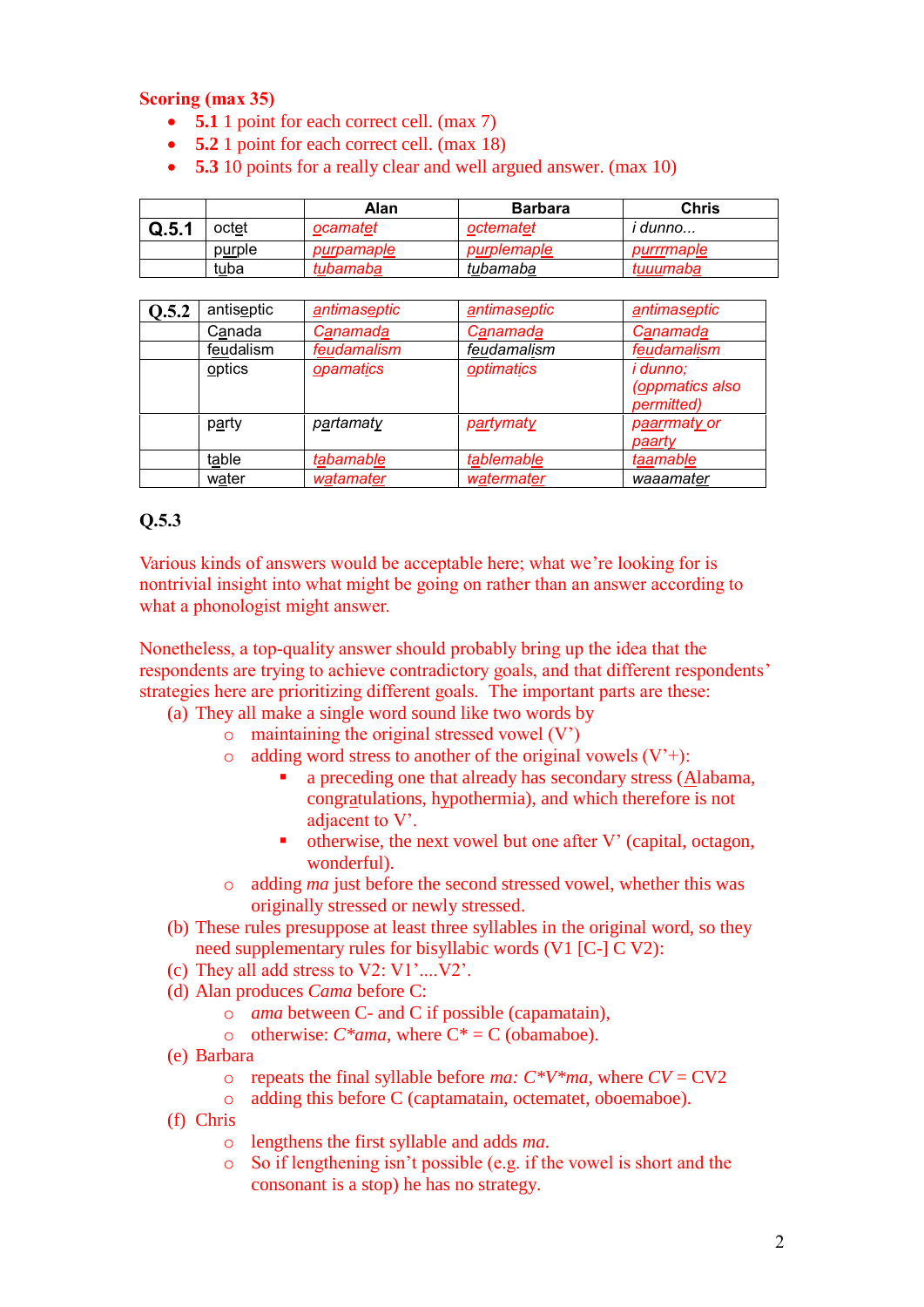**Scoring (max 35)**

- **5.1** 1 point for each correct cell. (max 7)
- **5.2** 1 point for each correct cell. (max 18)
- **5.3** 10 points for a really clear and well argued answer. (max 10)

| | | Alan | Barbara | Chris |
|---|---|---|---|---|
| **Q.5.1** | octet | *ocamatet* | *octematet* | *i dunno...* |
| | purple | *purpamaple* | *purplemaple* | *purrrmaple* |
| | tuba | *tubamaba* | *tubamaba* | *tuuumaba* |

| | | | | |
|---|---|---|---|---|
| **Q.5.2** | antiseptic | *antimaseptic* | *antimaseptic* | *antimaseptic* |
| | Canada | *Canamada* | *Canamada* | *Canamada* |
| | feudalism | *feudamalism* | *feudamalism* | *feudamalism* |
| | optics | *opamatics* | *optimatics* | *i dunno; (oppmatics also permitted)* |
| | party | *partamaty* | *partymaty* | *paarrmaty or paarty* |
| | table | *tabamable* | *tablemable* | *taamable* |
| | water | *watamater* | *watermater* | *waaamater* |

**Q.5.3**

Various kinds of answers would be acceptable here; what we're looking for is nontrivial insight into what might be going on rather than an answer according to what a phonologist might answer.

Nonetheless, a top-quality answer should probably bring up the idea that the respondents are trying to achieve contradictory goals, and that different respondents' strategies here are prioritizing different goals. The important parts are these:

(a) They all make a single word sound like two words by
- maintaining the original stressed vowel (V')
- adding word stress to another of the original vowels (V'+):
  - a preceding one that already has secondary stress (Alabama, congratulations, hypothermia), and which therefore is not adjacent to V'.
  - otherwise, the next vowel but one after V' (capital, octagon, wonderful).
- adding *ma* just before the second stressed vowel, whether this was originally stressed or newly stressed.

(b) These rules presuppose at least three syllables in the original word, so they need supplementary rules for bisyllabic words (V1 [C-] C V2):

(c) They all add stress to V2: V1'....V2'.

(d) Alan produces *Cama* before C:
- *ama* between C- and C if possible (capamatain),
- otherwise: *C\*ama*, where C\* = C (obamaboe).

(e) Barbara
- repeats the final syllable before *ma: C\*V\*ma*, where *CV* = CV2
- adding this before C (captamatain, octematet, oboemaboe).

(f) Chris
- lengthens the first syllable and adds *ma*.
- So if lengthening isn't possible (e.g. if the vowel is short and the consonant is a stop) he has no strategy.